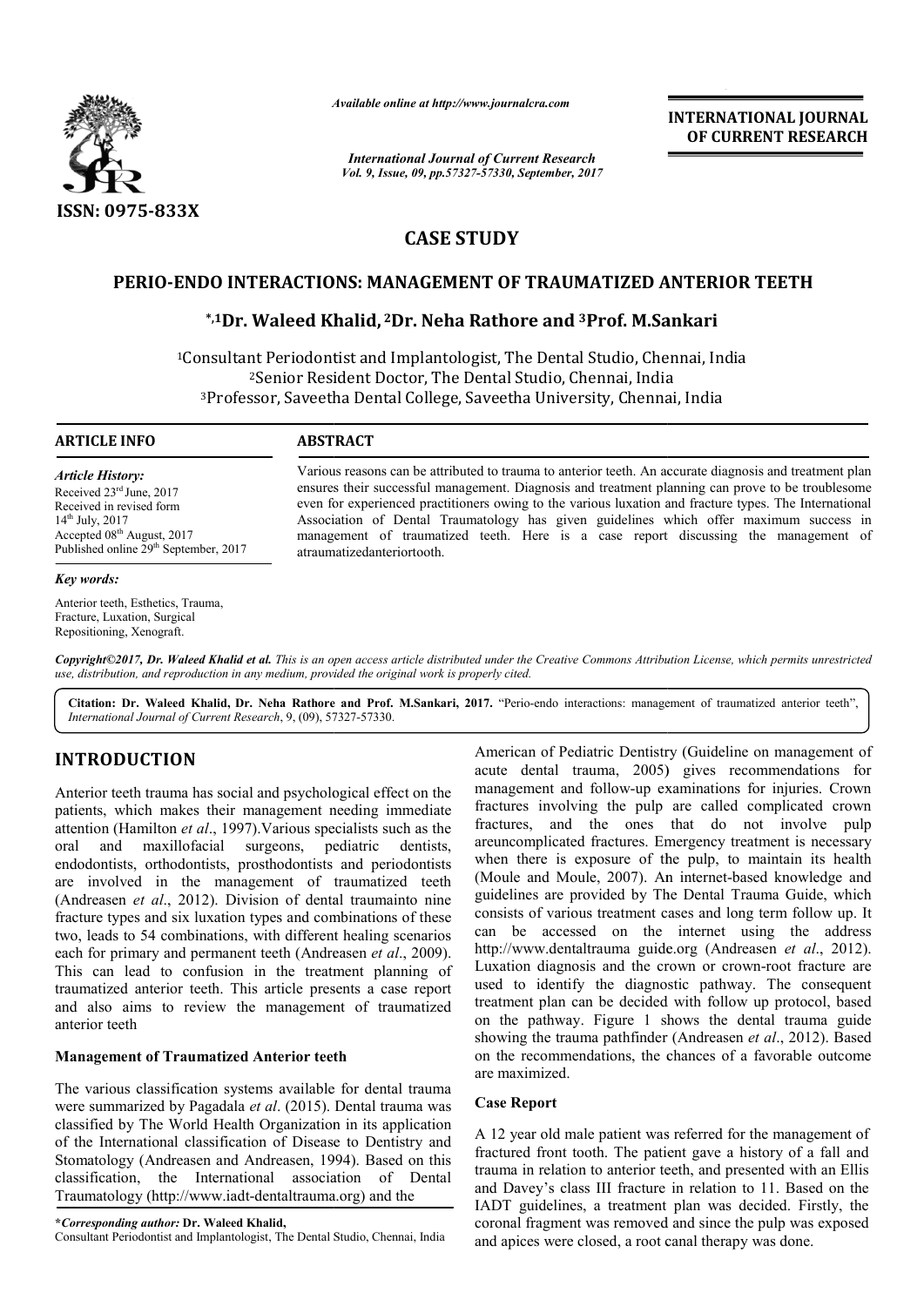*Available online at http://www.journalcra.com*

*International Journal of Current Research*
*Vol. 9, Issue, 09, pp.57327-57330, September, 2017*

**INTERNATIONAL JOURNAL OF CURRENT RESEARCH**

ISSN: 0975-833X

# CASE STUDY

## PERIO-ENDO INTERACTIONS: MANAGEMENT OF TRAUMATIZED ANTERIOR TEETH

**\*,1Dr. Waleed Khalid, 2Dr. Neha Rathore and 3Prof. M.Sankari**

[1]Consultant Periodontist and Implantologist, The Dental Studio, Chennai, India
[2]Senior Resident Doctor, The Dental Studio, Chennai, India
[3]Professor, Saveetha Dental College, Saveetha University, Chennai, India

**ARTICLE INFO**

*Article History:*
Received 23rd June, 2017
Received in revised form
14th July, 2017
Accepted 08th August, 2017
Published online 29th September, 2017

*Key words:*
Anterior teeth, Esthetics, Trauma, Fracture, Luxation, Surgical Repositioning, Xenograft.

**ABSTRACT**

Various reasons can be attributed to trauma to anterior teeth. An accurate diagnosis and treatment plan ensures their successful management. Diagnosis and treatment planning can prove to be troublesome even for experienced practitioners owing to the various luxation and fracture types. The International Association of Dental Traumatology has given guidelines which offer maximum success in management of traumatized teeth. Here is a case report discussing the management of atraumatizedanteriortooth.

*Copyright©2017, Dr. Waleed Khalid et al. This is an open access article distributed under the Creative Commons Attribution License, which permits unrestricted use, distribution, and reproduction in any medium, provided the original work is properly cited.*

**Citation: Dr. Waleed Khalid, Dr. Neha Rathore and Prof. M.Sankari, 2017.** "Perio-endo interactions: management of traumatized anterior teeth", *International Journal of Current Research*, 9, (09), 57327-57330.

## INTRODUCTION

Anterior teeth trauma has social and psychological effect on the patients, which makes their management needing immediate attention (Hamilton *et al*., 1997).Various specialists such as the oral and maxillofacial surgeons, pediatric dentists, endodontists, orthodontists, prosthodontists and periodontists are involved in the management of traumatized teeth (Andreasen *et al*., 2012). Division of dental traumainto nine fracture types and six luxation types and combinations of these two, leads to 54 combinations, with different healing scenarios each for primary and permanent teeth (Andreasen *et al*., 2009). This can lead to confusion in the treatment planning of traumatized anterior teeth. This article presents a case report and also aims to review the management of traumatized anterior teeth

### Management of Traumatized Anterior teeth

The various classification systems available for dental trauma were summarized by Pagadala *et al*. (2015). Dental trauma was classified by The World Health Organization in its application of the International classification of Disease to Dentistry and Stomatology (Andreasen and Andreasen, 1994). Based on this classification, the International association of Dental Traumatology (http://www.iadt-dentaltrauma.org) and the American of Pediatric Dentistry (Guideline on management of acute dental trauma, 2005) gives recommendations for management and follow-up examinations for injuries. Crown fractures involving the pulp are called complicated crown fractures, and the ones that do not involve pulp areuncomplicated fractures. Emergency treatment is necessary when there is exposure of the pulp, to maintain its health (Moule and Moule, 2007). An internet-based knowledge and guidelines are provided by The Dental Trauma Guide, which consists of various treatment cases and long term follow up. It can be accessed on the internet using the address http://www.dentaltrauma guide.org (Andreasen *et al*., 2012). Luxation diagnosis and the crown or crown-root fracture are used to identify the diagnostic pathway. The consequent treatment plan can be decided with follow up protocol, based on the pathway. Figure 1 shows the dental trauma guide showing the trauma pathfinder (Andreasen *et al*., 2012). Based on the recommendations, the chances of a favorable outcome are maximized.

### Case Report

A 12 year old male patient was referred for the management of fractured front tooth. The patient gave a history of a fall and trauma in relation to anterior teeth, and presented with an Ellis and Davey's class III fracture in relation to 11. Based on the IADT guidelines, a treatment plan was decided. Firstly, the coronal fragment was removed and since the pulp was exposed and apices were closed, a root canal therapy was done.

**\*Corresponding author: Dr. Waleed Khalid,**
Consultant Periodontist and Implantologist, The Dental Studio, Chennai, India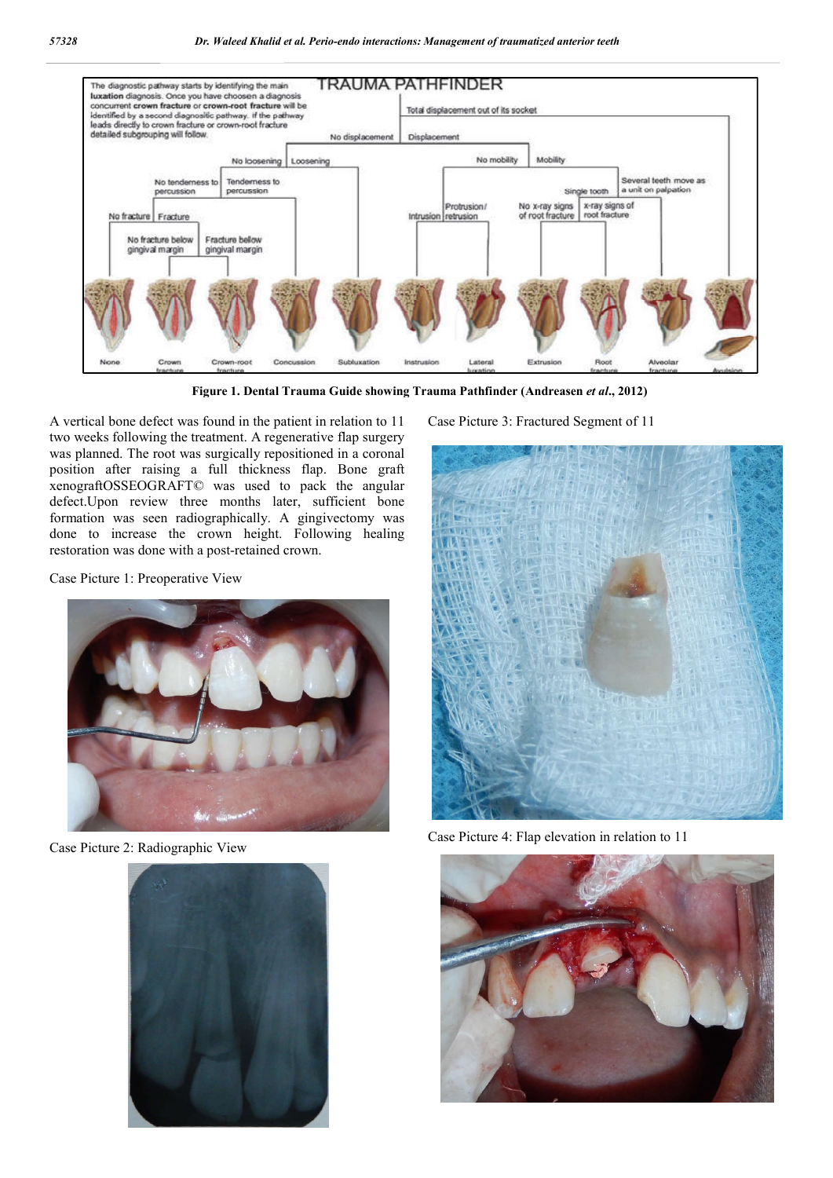Figure 1. Dental Trauma Guide showing Trauma Pathfinder (Andreasen *et al*., 2012)

A vertical bone defect was found in the patient in relation to 11 two weeks following the treatment. A regenerative flap surgery was planned. The root was surgically repositioned in a coronal position after raising a full thickness flap. Bone graft xenograftOSSEOGRAFT© was used to pack the angular defect.Upon review three months later, sufficient bone formation was seen radiographically. A gingivectomy was done to increase the crown height. Following healing restoration was done with a post-retained crown.

Case Picture 1: Preoperative View

Case Picture 2: Radiographic View

Case Picture 3: Fractured Segment of 11

Case Picture 4: Flap elevation in relation to 11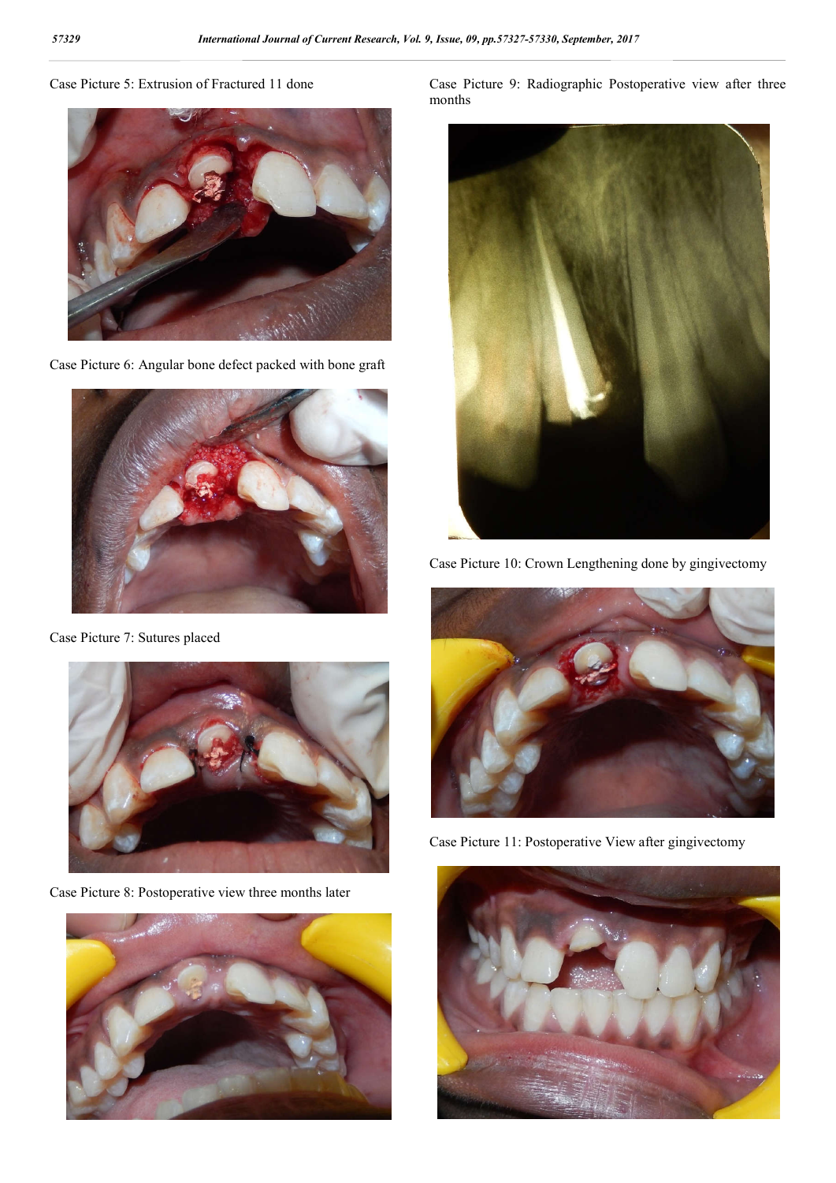Case Picture 5: Extrusion of Fractured 11 done

Case Picture 6: Angular bone defect packed with bone graft

Case Picture 7: Sutures placed

Case Picture 8: Postoperative view three months later

Case Picture 9: Radiographic Postoperative view after three months

Case Picture 10: Crown Lengthening done by gingivectomy

Case Picture 11: Postoperative View after gingivectomy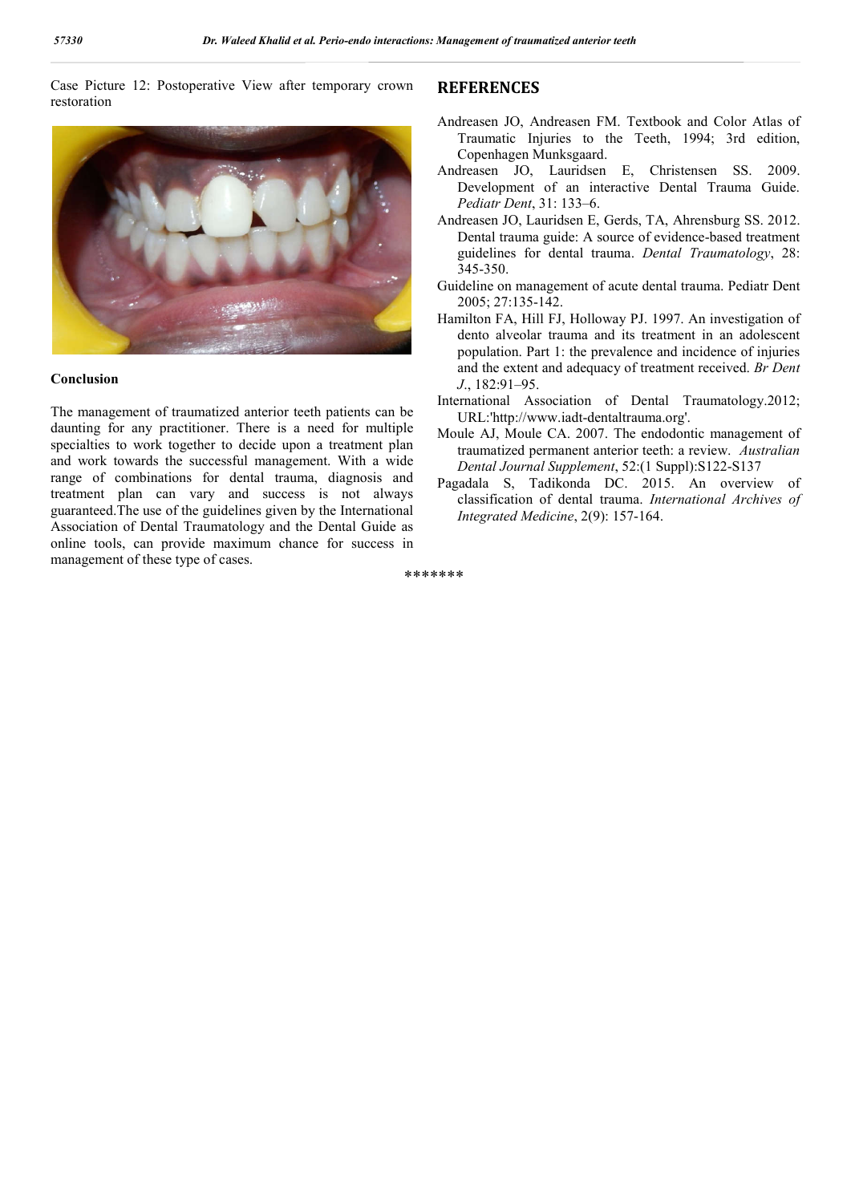Case Picture 12: Postoperative View after temporary crown restoration

**Conclusion**

The management of traumatized anterior teeth patients can be daunting for any practitioner. There is a need for multiple specialties to work together to decide upon a treatment plan and work towards the successful management. With a wide range of combinations for dental trauma, diagnosis and treatment plan can vary and success is not always guaranteed.The use of the guidelines given by the International Association of Dental Traumatology and the Dental Guide as online tools, can provide maximum chance for success in management of these type of cases.

## REFERENCES

Andreasen JO, Andreasen FM. Textbook and Color Atlas of Traumatic Injuries to the Teeth, 1994; 3rd edition, Copenhagen Munksgaard.

Andreasen JO, Lauridsen E, Christensen SS. 2009. Development of an interactive Dental Trauma Guide. *Pediatr Dent*, 31: 133–6.

Andreasen JO, Lauridsen E, Gerds, TA, Ahrensburg SS. 2012. Dental trauma guide: A source of evidence-based treatment guidelines for dental trauma. *Dental Traumatology*, 28: 345-350.

Guideline on management of acute dental trauma. Pediatr Dent 2005; 27:135-142.

Hamilton FA, Hill FJ, Holloway PJ. 1997. An investigation of dento alveolar trauma and its treatment in an adolescent population. Part 1: the prevalence and incidence of injuries and the extent and adequacy of treatment received. *Br Dent J*., 182:91–95.

International Association of Dental Traumatology.2012; URL:'http://www.iadt-dentaltrauma.org'.

Moule AJ, Moule CA. 2007. The endodontic management of traumatized permanent anterior teeth: a review. *Australian Dental Journal Supplement*, 52:(1 Suppl):S122-S137

Pagadala S, Tadikonda DC. 2015. An overview of classification of dental trauma. *International Archives of Integrated Medicine*, 2(9): 157-164.

*******